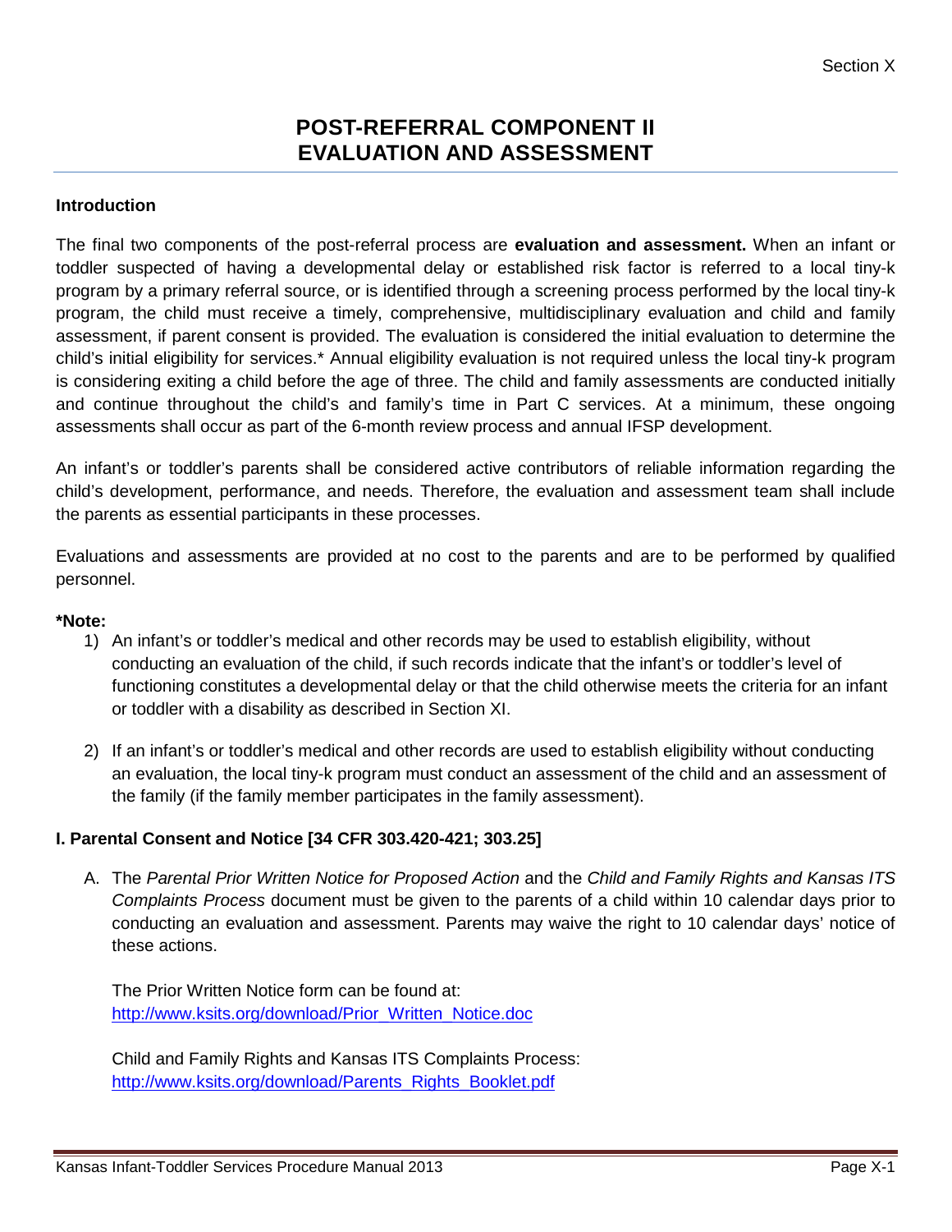# POST-REFERRAL COMPONENT II
# EVALUATION AND ASSESSMENT

### Introduction

The final two components of the post-referral process are **evaluation and assessment.** When an infant or toddler suspected of having a developmental delay or established risk factor is referred to a local tiny-k program by a primary referral source, or is identified through a screening process performed by the local tiny-k program, the child must receive a timely, comprehensive, multidisciplinary evaluation and child and family assessment, if parent consent is provided. The evaluation is considered the initial evaluation to determine the child's initial eligibility for services.* Annual eligibility evaluation is not required unless the local tiny-k program is considering exiting a child before the age of three. The child and family assessments are conducted initially and continue throughout the child's and family's time in Part C services. At a minimum, these ongoing assessments shall occur as part of the 6-month review process and annual IFSP development.

An infant's or toddler's parents shall be considered active contributors of reliable information regarding the child's development, performance, and needs. Therefore, the evaluation and assessment team shall include the parents as essential participants in these processes.

Evaluations and assessments are provided at no cost to the parents and are to be performed by qualified personnel.

**\*Note:**

1) An infant's or toddler's medical and other records may be used to establish eligibility, without conducting an evaluation of the child, if such records indicate that the infant's or toddler's level of functioning constitutes a developmental delay or that the child otherwise meets the criteria for an infant or toddler with a disability as described in Section XI.

2) If an infant's or toddler's medical and other records are used to establish eligibility without conducting an evaluation, the local tiny-k program must conduct an assessment of the child and an assessment of the family (if the family member participates in the family assessment).

### I. Parental Consent and Notice [34 CFR 303.420-421; 303.25]

A. The *Parental Prior Written Notice for Proposed Action* and the *Child and Family Rights and Kansas ITS Complaints Process* document must be given to the parents of a child within 10 calendar days prior to conducting an evaluation and assessment. Parents may waive the right to 10 calendar days' notice of these actions.

   The Prior Written Notice form can be found at:
   [http://www.ksits.org/download/Prior_Written_Notice.doc](http://www.ksits.org/download/Prior_Written_Notice.doc)

   Child and Family Rights and Kansas ITS Complaints Process:
   [http://www.ksits.org/download/Parents_Rights_Booklet.pdf](http://www.ksits.org/download/Parents_Rights_Booklet.pdf)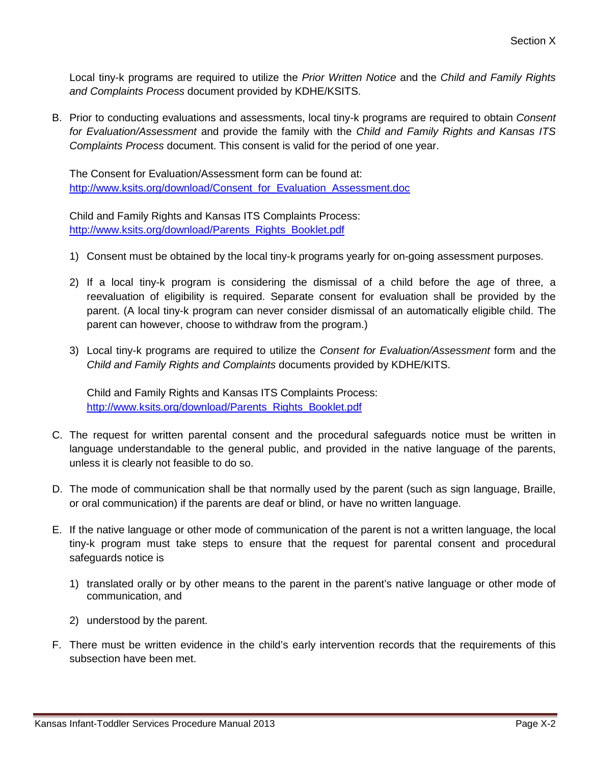Local tiny-k programs are required to utilize the *Prior Written Notice* and the *Child and Family Rights and Complaints Process* document provided by KDHE/KSITS.

B. Prior to conducting evaluations and assessments, local tiny-k programs are required to obtain *Consent for Evaluation/Assessment* and provide the family with the *Child and Family Rights and Kansas ITS Complaints Process* document. This consent is valid for the period of one year.

   The Consent for Evaluation/Assessment form can be found at:
   [http://www.ksits.org/download/Consent_for_Evaluation_Assessment.doc](http://www.ksits.org/download/Consent_for_Evaluation_Assessment.doc)

   Child and Family Rights and Kansas ITS Complaints Process:
   [http://www.ksits.org/download/Parents_Rights_Booklet.pdf](http://www.ksits.org/download/Parents_Rights_Booklet.pdf)

   1) Consent must be obtained by the local tiny-k programs yearly for on-going assessment purposes.

   2) If a local tiny-k program is considering the dismissal of a child before the age of three, a reevaluation of eligibility is required. Separate consent for evaluation shall be provided by the parent. (A local tiny-k program can never consider dismissal of an automatically eligible child. The parent can however, choose to withdraw from the program.)

   3) Local tiny-k programs are required to utilize the *Consent for Evaluation/Assessment* form and the *Child and Family Rights and Complaints* documents provided by KDHE/KITS.

      Child and Family Rights and Kansas ITS Complaints Process:
      [http://www.ksits.org/download/Parents_Rights_Booklet.pdf](http://www.ksits.org/download/Parents_Rights_Booklet.pdf)

C. The request for written parental consent and the procedural safeguards notice must be written in language understandable to the general public, and provided in the native language of the parents, unless it is clearly not feasible to do so.

D. The mode of communication shall be that normally used by the parent (such as sign language, Braille, or oral communication) if the parents are deaf or blind, or have no written language.

E. If the native language or other mode of communication of the parent is not a written language, the local tiny-k program must take steps to ensure that the request for parental consent and procedural safeguards notice is

   1) translated orally or by other means to the parent in the parent's native language or other mode of communication, and

   2) understood by the parent.

F. There must be written evidence in the child's early intervention records that the requirements of this subsection have been met.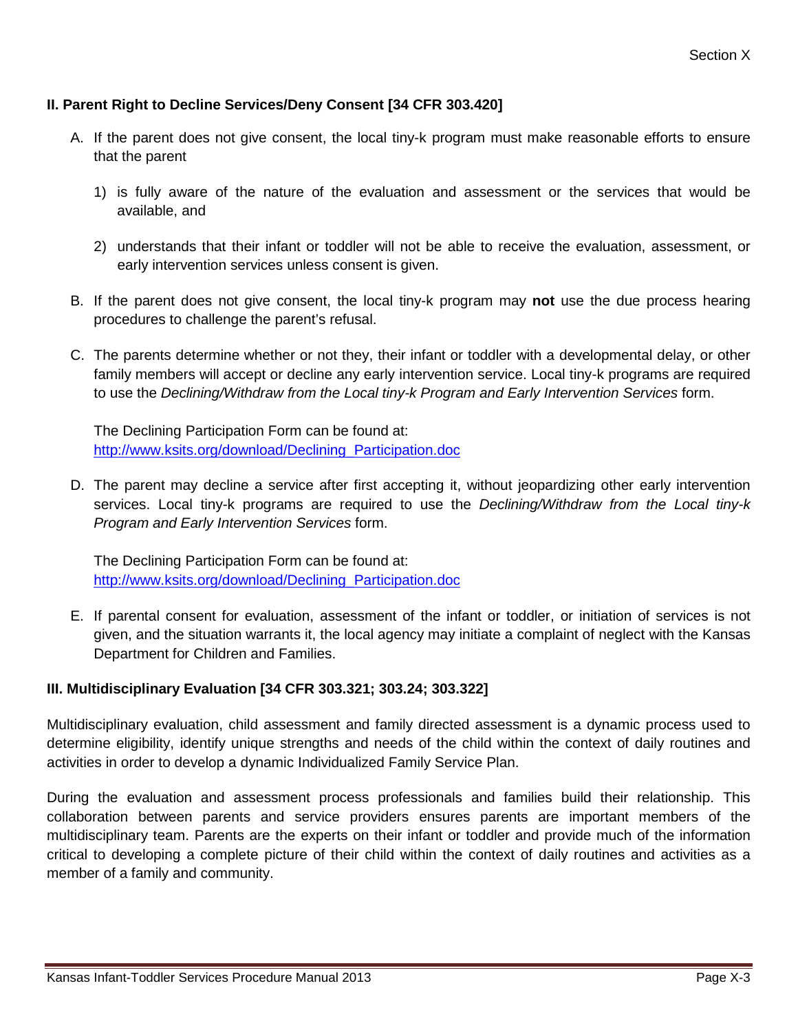## II. Parent Right to Decline Services/Deny Consent [34 CFR 303.420]

A. If the parent does not give consent, the local tiny-k program must make reasonable efforts to ensure that the parent

   1) is fully aware of the nature of the evaluation and assessment or the services that would be available, and

   2) understands that their infant or toddler will not be able to receive the evaluation, assessment, or early intervention services unless consent is given.

B. If the parent does not give consent, the local tiny-k program may **not** use the due process hearing procedures to challenge the parent's refusal.

C. The parents determine whether or not they, their infant or toddler with a developmental delay, or other family members will accept or decline any early intervention service. Local tiny-k programs are required to use the *Declining/Withdraw from the Local tiny-k Program and Early Intervention Services* form.

   The Declining Participation Form can be found at:
   http://www.ksits.org/download/Declining_Participation.doc

D. The parent may decline a service after first accepting it, without jeopardizing other early intervention services. Local tiny-k programs are required to use the *Declining/Withdraw from the Local tiny-k Program and Early Intervention Services* form.

   The Declining Participation Form can be found at:
   http://www.ksits.org/download/Declining_Participation.doc

E. If parental consent for evaluation, assessment of the infant or toddler, or initiation of services is not given, and the situation warrants it, the local agency may initiate a complaint of neglect with the Kansas Department for Children and Families.

## III. Multidisciplinary Evaluation [34 CFR 303.321; 303.24; 303.322]

Multidisciplinary evaluation, child assessment and family directed assessment is a dynamic process used to determine eligibility, identify unique strengths and needs of the child within the context of daily routines and activities in order to develop a dynamic Individualized Family Service Plan.

During the evaluation and assessment process professionals and families build their relationship. This collaboration between parents and service providers ensures parents are important members of the multidisciplinary team. Parents are the experts on their infant or toddler and provide much of the information critical to developing a complete picture of their child within the context of daily routines and activities as a member of a family and community.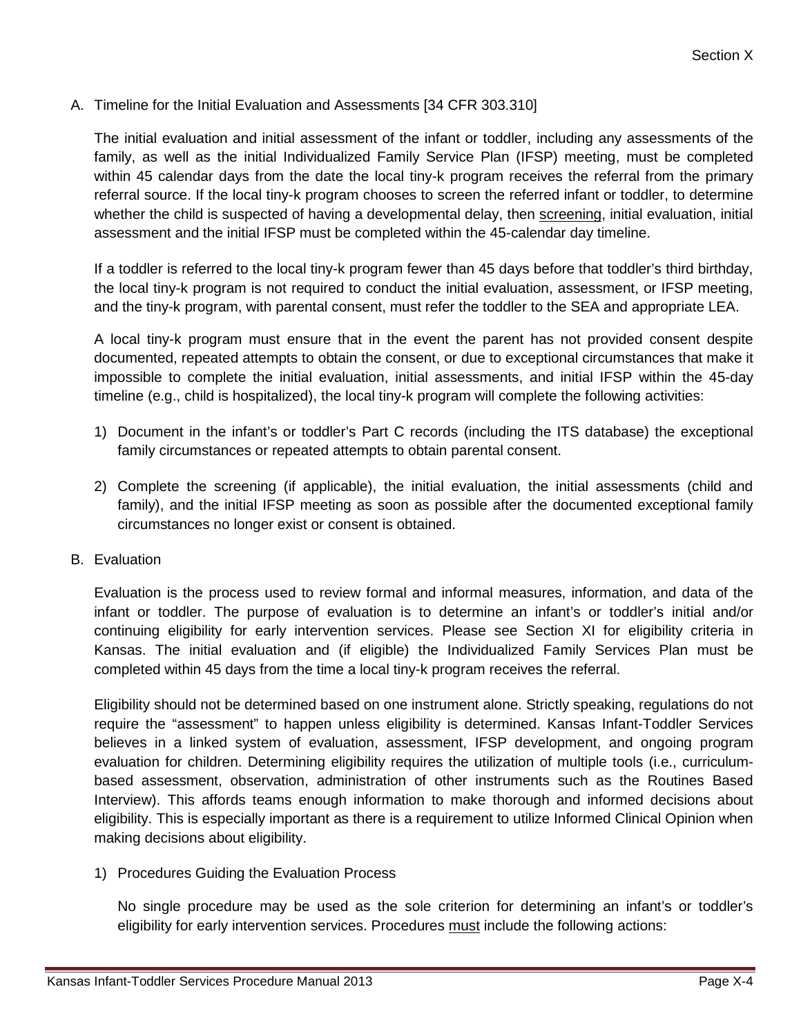A. Timeline for the Initial Evaluation and Assessments [34 CFR 303.310]

The initial evaluation and initial assessment of the infant or toddler, including any assessments of the family, as well as the initial Individualized Family Service Plan (IFSP) meeting, must be completed within 45 calendar days from the date the local tiny-k program receives the referral from the primary referral source. If the local tiny-k program chooses to screen the referred infant or toddler, to determine whether the child is suspected of having a developmental delay, then screening, initial evaluation, initial assessment and the initial IFSP must be completed within the 45-calendar day timeline.

If a toddler is referred to the local tiny-k program fewer than 45 days before that toddler's third birthday, the local tiny-k program is not required to conduct the initial evaluation, assessment, or IFSP meeting, and the tiny-k program, with parental consent, must refer the toddler to the SEA and appropriate LEA.

A local tiny-k program must ensure that in the event the parent has not provided consent despite documented, repeated attempts to obtain the consent, or due to exceptional circumstances that make it impossible to complete the initial evaluation, initial assessments, and initial IFSP within the 45-day timeline (e.g., child is hospitalized), the local tiny-k program will complete the following activities:

1) Document in the infant's or toddler's Part C records (including the ITS database) the exceptional family circumstances or repeated attempts to obtain parental consent.

2) Complete the screening (if applicable), the initial evaluation, the initial assessments (child and family), and the initial IFSP meeting as soon as possible after the documented exceptional family circumstances no longer exist or consent is obtained.

B. Evaluation

Evaluation is the process used to review formal and informal measures, information, and data of the infant or toddler. The purpose of evaluation is to determine an infant's or toddler's initial and/or continuing eligibility for early intervention services. Please see Section XI for eligibility criteria in Kansas. The initial evaluation and (if eligible) the Individualized Family Services Plan must be completed within 45 days from the time a local tiny-k program receives the referral.

Eligibility should not be determined based on one instrument alone. Strictly speaking, regulations do not require the "assessment" to happen unless eligibility is determined. Kansas Infant-Toddler Services believes in a linked system of evaluation, assessment, IFSP development, and ongoing program evaluation for children. Determining eligibility requires the utilization of multiple tools (i.e., curriculum-based assessment, observation, administration of other instruments such as the Routines Based Interview). This affords teams enough information to make thorough and informed decisions about eligibility. This is especially important as there is a requirement to utilize Informed Clinical Opinion when making decisions about eligibility.

1) Procedures Guiding the Evaluation Process

No single procedure may be used as the sole criterion for determining an infant's or toddler's eligibility for early intervention services. Procedures must include the following actions: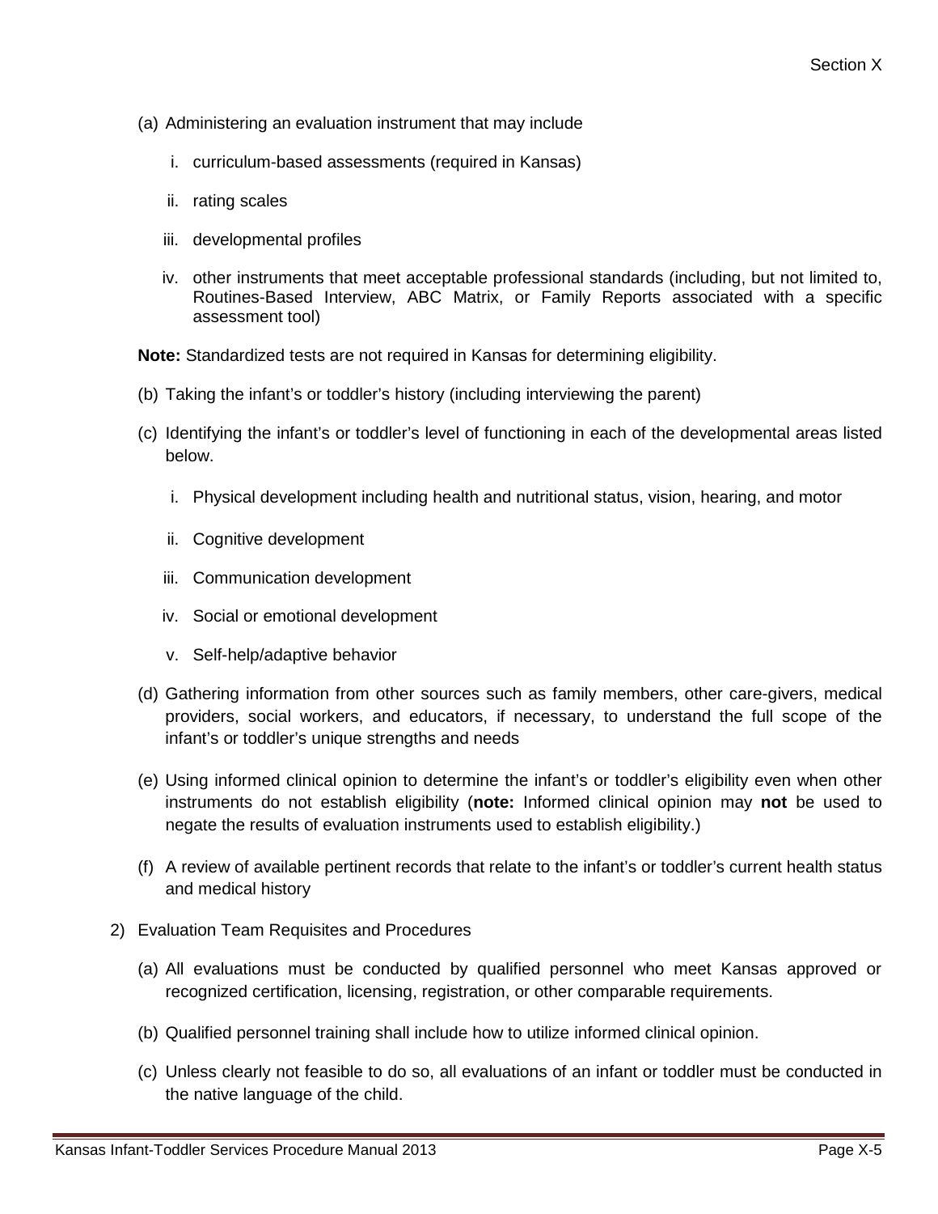(a) Administering an evaluation instrument that may include

   i. curriculum-based assessments (required in Kansas)

   ii. rating scales

   iii. developmental profiles

   iv. other instruments that meet acceptable professional standards (including, but not limited to, Routines-Based Interview, ABC Matrix, or Family Reports associated with a specific assessment tool)

**Note:** Standardized tests are not required in Kansas for determining eligibility.

(b) Taking the infant's or toddler's history (including interviewing the parent)

(c) Identifying the infant's or toddler's level of functioning in each of the developmental areas listed below.

   i. Physical development including health and nutritional status, vision, hearing, and motor

   ii. Cognitive development

   iii. Communication development

   iv. Social or emotional development

   v. Self-help/adaptive behavior

(d) Gathering information from other sources such as family members, other care-givers, medical providers, social workers, and educators, if necessary, to understand the full scope of the infant's or toddler's unique strengths and needs

(e) Using informed clinical opinion to determine the infant's or toddler's eligibility even when other instruments do not establish eligibility (**note:** Informed clinical opinion may **not** be used to negate the results of evaluation instruments used to establish eligibility.)

(f) A review of available pertinent records that relate to the infant's or toddler's current health status and medical history

2) Evaluation Team Requisites and Procedures

(a) All evaluations must be conducted by qualified personnel who meet Kansas approved or recognized certification, licensing, registration, or other comparable requirements.

(b) Qualified personnel training shall include how to utilize informed clinical opinion.

(c) Unless clearly not feasible to do so, all evaluations of an infant or toddler must be conducted in the native language of the child.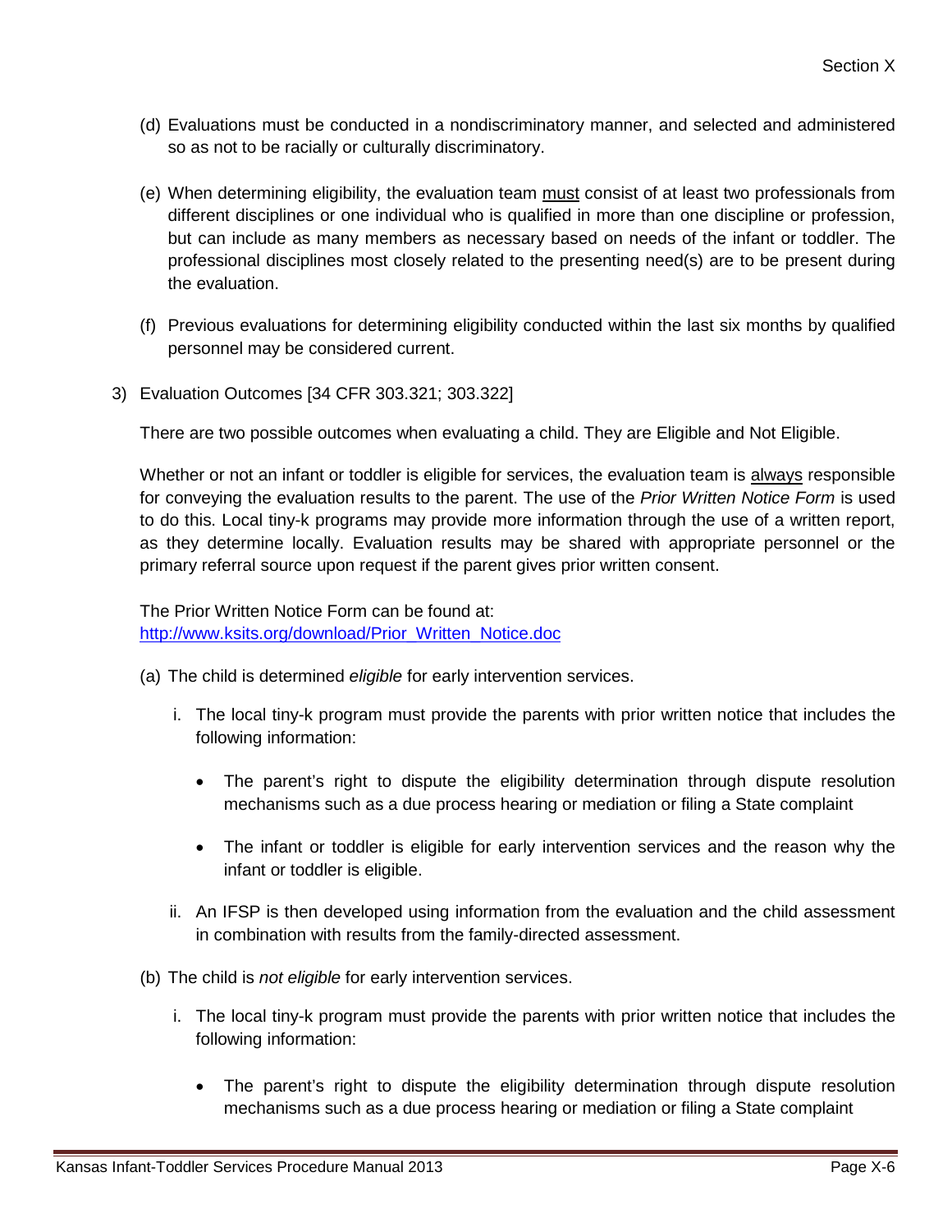(d) Evaluations must be conducted in a nondiscriminatory manner, and selected and administered so as not to be racially or culturally discriminatory.

(e) When determining eligibility, the evaluation team must consist of at least two professionals from different disciplines or one individual who is qualified in more than one discipline or profession, but can include as many members as necessary based on needs of the infant or toddler. The professional disciplines most closely related to the presenting need(s) are to be present during the evaluation.

(f) Previous evaluations for determining eligibility conducted within the last six months by qualified personnel may be considered current.

3) Evaluation Outcomes [34 CFR 303.321; 303.322]

There are two possible outcomes when evaluating a child. They are Eligible and Not Eligible.

Whether or not an infant or toddler is eligible for services, the evaluation team is always responsible for conveying the evaluation results to the parent. The use of the *Prior Written Notice Form* is used to do this. Local tiny-k programs may provide more information through the use of a written report, as they determine locally. Evaluation results may be shared with appropriate personnel or the primary referral source upon request if the parent gives prior written consent.

The Prior Written Notice Form can be found at:
[http://www.ksits.org/download/Prior_Written_Notice.doc](http://www.ksits.org/download/Prior_Written_Notice.doc)

(a) The child is determined *eligible* for early intervention services.

   i. The local tiny-k program must provide the parents with prior written notice that includes the following information:

   - The parent's right to dispute the eligibility determination through dispute resolution mechanisms such as a due process hearing or mediation or filing a State complaint

   - The infant or toddler is eligible for early intervention services and the reason why the infant or toddler is eligible.

   ii. An IFSP is then developed using information from the evaluation and the child assessment in combination with results from the family-directed assessment.

(b) The child is *not eligible* for early intervention services.

   i. The local tiny-k program must provide the parents with prior written notice that includes the following information:

   - The parent's right to dispute the eligibility determination through dispute resolution mechanisms such as a due process hearing or mediation or filing a State complaint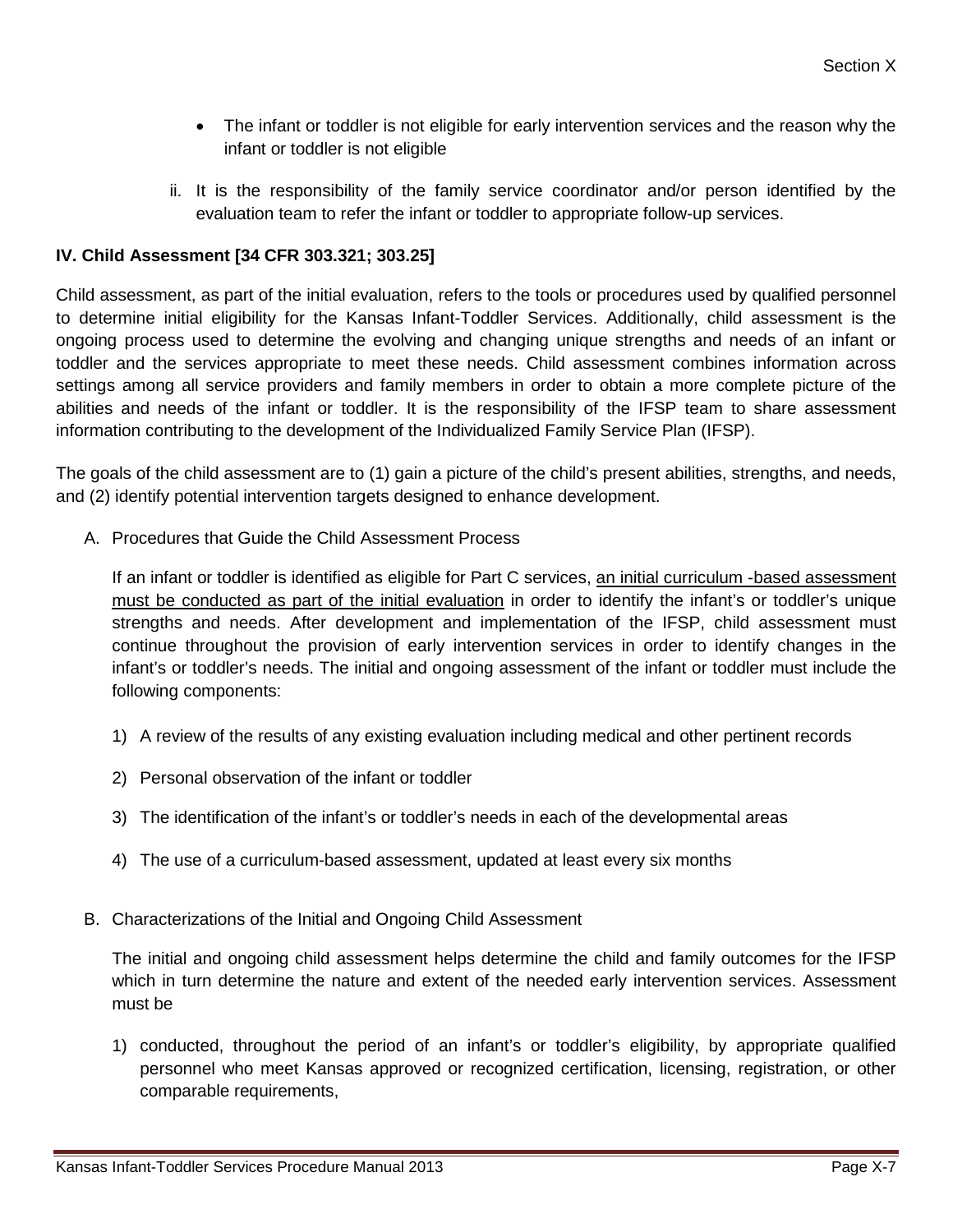- The infant or toddler is not eligible for early intervention services and the reason why the infant or toddler is not eligible

ii. It is the responsibility of the family service coordinator and/or person identified by the evaluation team to refer the infant or toddler to appropriate follow-up services.

**IV. Child Assessment [34 CFR 303.321; 303.25]**

Child assessment, as part of the initial evaluation, refers to the tools or procedures used by qualified personnel to determine initial eligibility for the Kansas Infant-Toddler Services. Additionally, child assessment is the ongoing process used to determine the evolving and changing unique strengths and needs of an infant or toddler and the services appropriate to meet these needs. Child assessment combines information across settings among all service providers and family members in order to obtain a more complete picture of the abilities and needs of the infant or toddler. It is the responsibility of the IFSP team to share assessment information contributing to the development of the Individualized Family Service Plan (IFSP).

The goals of the child assessment are to (1) gain a picture of the child's present abilities, strengths, and needs, and (2) identify potential intervention targets designed to enhance development.

A. Procedures that Guide the Child Assessment Process

If an infant or toddler is identified as eligible for Part C services, <u>an initial curriculum -based assessment must be conducted as part of the initial evaluation</u> in order to identify the infant's or toddler's unique strengths and needs. After development and implementation of the IFSP, child assessment must continue throughout the provision of early intervention services in order to identify changes in the infant's or toddler's needs. The initial and ongoing assessment of the infant or toddler must include the following components:

1) A review of the results of any existing evaluation including medical and other pertinent records

2) Personal observation of the infant or toddler

3) The identification of the infant's or toddler's needs in each of the developmental areas

4) The use of a curriculum-based assessment, updated at least every six months

B. Characterizations of the Initial and Ongoing Child Assessment

The initial and ongoing child assessment helps determine the child and family outcomes for the IFSP which in turn determine the nature and extent of the needed early intervention services. Assessment must be

1) conducted, throughout the period of an infant's or toddler's eligibility, by appropriate qualified personnel who meet Kansas approved or recognized certification, licensing, registration, or other comparable requirements,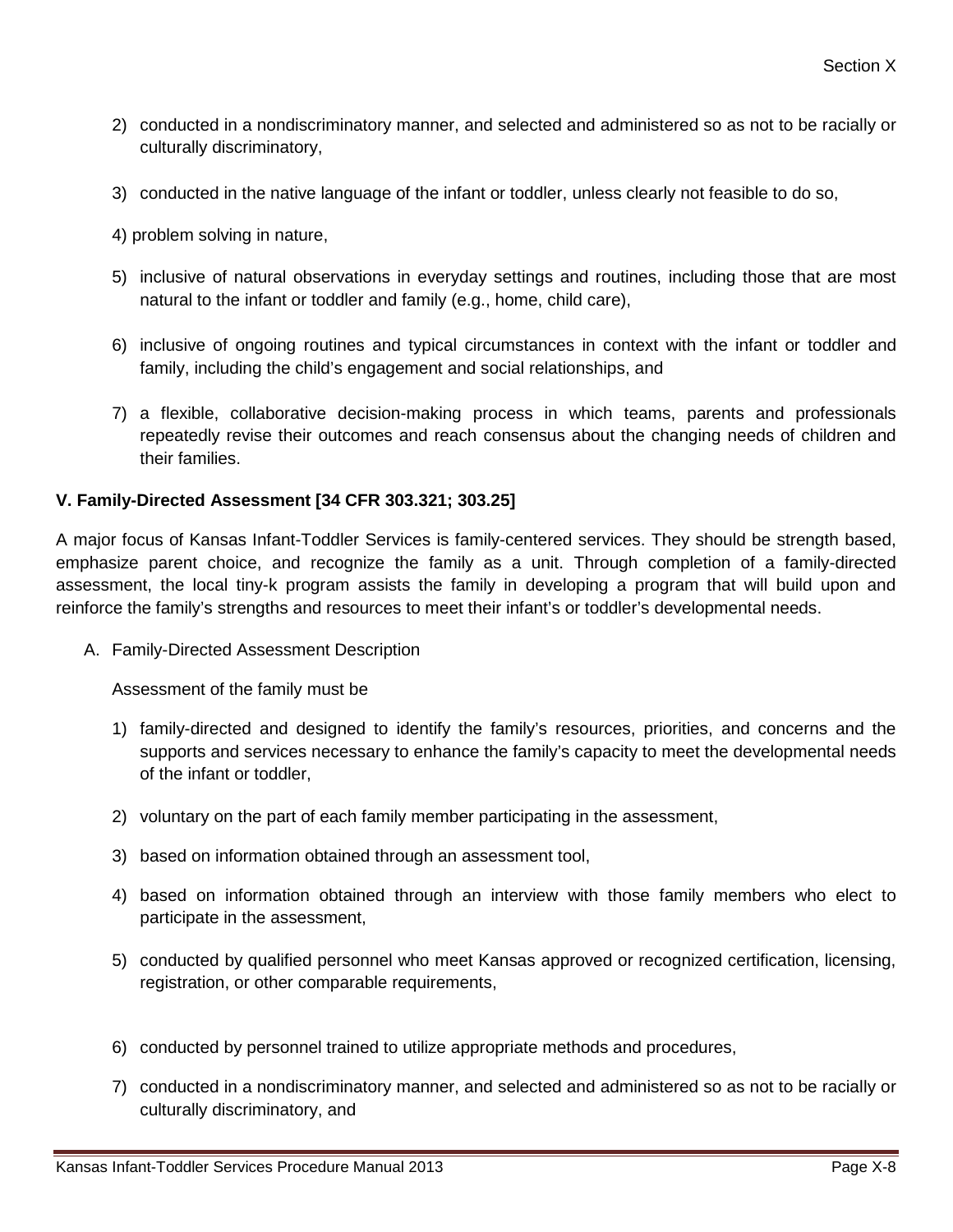2) conducted in a nondiscriminatory manner, and selected and administered so as not to be racially or culturally discriminatory,

3) conducted in the native language of the infant or toddler, unless clearly not feasible to do so,

4) problem solving in nature,

5) inclusive of natural observations in everyday settings and routines, including those that are most natural to the infant or toddler and family (e.g., home, child care),

6) inclusive of ongoing routines and typical circumstances in context with the infant or toddler and family, including the child's engagement and social relationships, and

7) a flexible, collaborative decision-making process in which teams, parents and professionals repeatedly revise their outcomes and reach consensus about the changing needs of children and their families.

**V. Family-Directed Assessment [34 CFR 303.321; 303.25]**

A major focus of Kansas Infant-Toddler Services is family-centered services. They should be strength based, emphasize parent choice, and recognize the family as a unit. Through completion of a family-directed assessment, the local tiny-k program assists the family in developing a program that will build upon and reinforce the family's strengths and resources to meet their infant's or toddler's developmental needs.

A. Family-Directed Assessment Description

Assessment of the family must be

1) family-directed and designed to identify the family's resources, priorities, and concerns and the supports and services necessary to enhance the family's capacity to meet the developmental needs of the infant or toddler,

2) voluntary on the part of each family member participating in the assessment,

3) based on information obtained through an assessment tool,

4) based on information obtained through an interview with those family members who elect to participate in the assessment,

5) conducted by qualified personnel who meet Kansas approved or recognized certification, licensing, registration, or other comparable requirements,

6) conducted by personnel trained to utilize appropriate methods and procedures,

7) conducted in a nondiscriminatory manner, and selected and administered so as not to be racially or culturally discriminatory, and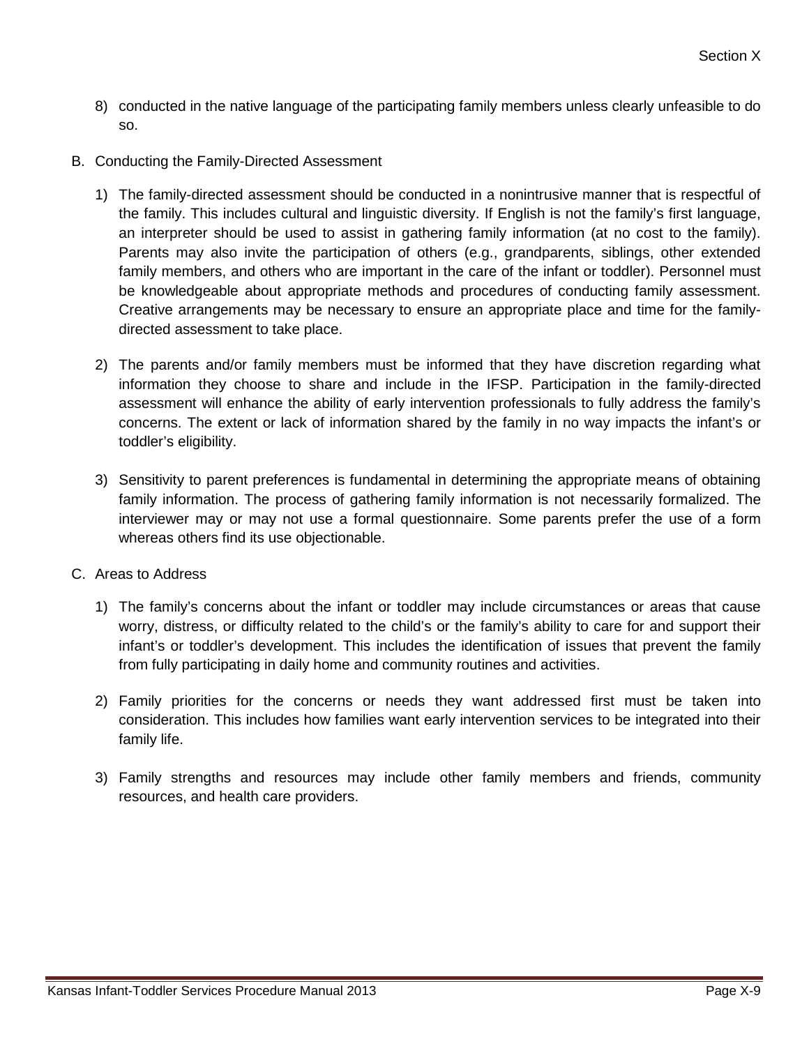8) conducted in the native language of the participating family members unless clearly unfeasible to do so.

B. Conducting the Family-Directed Assessment

1) The family-directed assessment should be conducted in a nonintrusive manner that is respectful of the family. This includes cultural and linguistic diversity. If English is not the family's first language, an interpreter should be used to assist in gathering family information (at no cost to the family). Parents may also invite the participation of others (e.g., grandparents, siblings, other extended family members, and others who are important in the care of the infant or toddler). Personnel must be knowledgeable about appropriate methods and procedures of conducting family assessment. Creative arrangements may be necessary to ensure an appropriate place and time for the family-directed assessment to take place.

2) The parents and/or family members must be informed that they have discretion regarding what information they choose to share and include in the IFSP. Participation in the family-directed assessment will enhance the ability of early intervention professionals to fully address the family's concerns. The extent or lack of information shared by the family in no way impacts the infant's or toddler's eligibility.

3) Sensitivity to parent preferences is fundamental in determining the appropriate means of obtaining family information. The process of gathering family information is not necessarily formalized. The interviewer may or may not use a formal questionnaire. Some parents prefer the use of a form whereas others find its use objectionable.

C. Areas to Address

1) The family's concerns about the infant or toddler may include circumstances or areas that cause worry, distress, or difficulty related to the child's or the family's ability to care for and support their infant's or toddler's development. This includes the identification of issues that prevent the family from fully participating in daily home and community routines and activities.

2) Family priorities for the concerns or needs they want addressed first must be taken into consideration. This includes how families want early intervention services to be integrated into their family life.

3) Family strengths and resources may include other family members and friends, community resources, and health care providers.